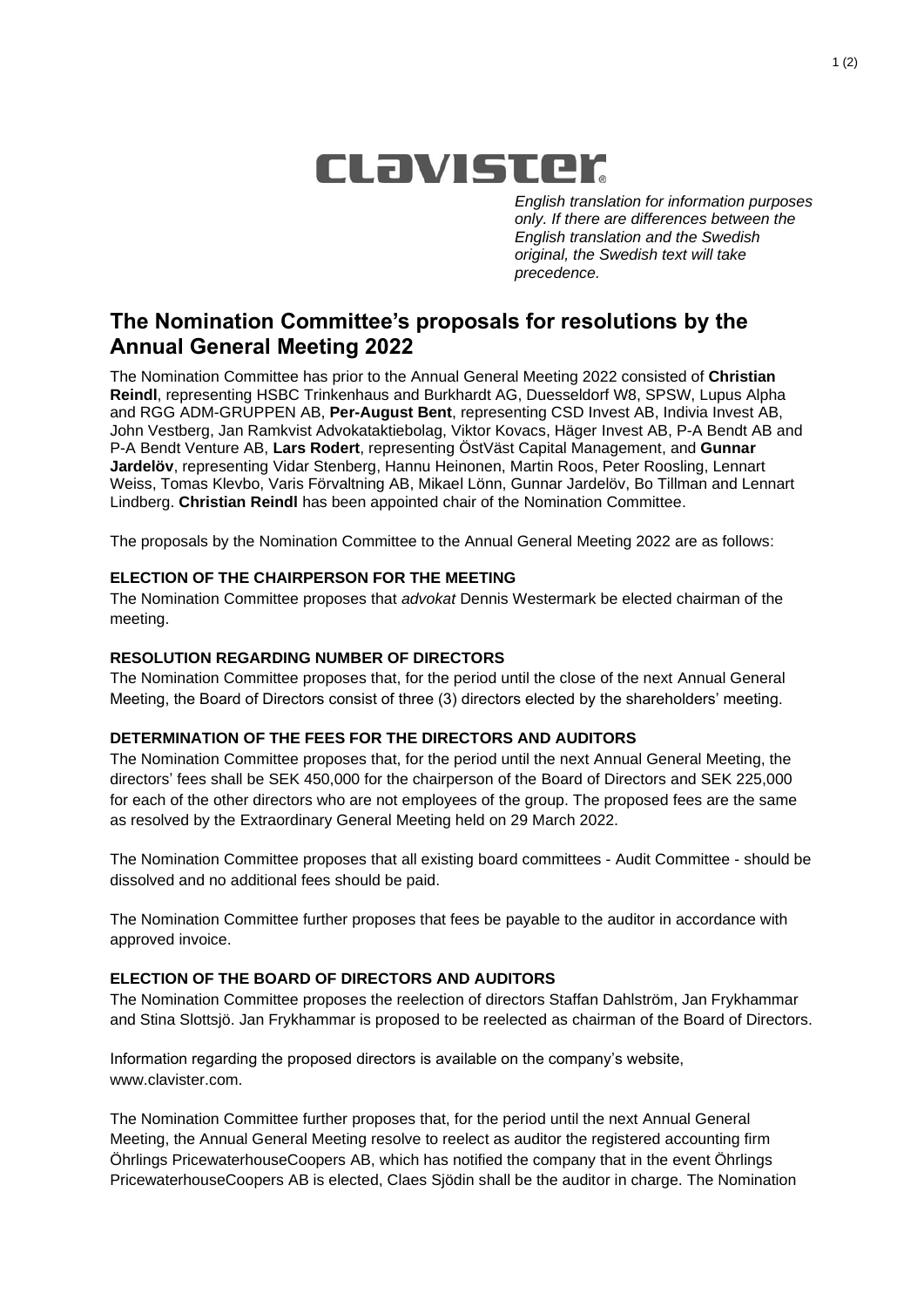# CLAVISTER

*English translation for information purposes only. If there are differences between the English translation and the Swedish original, the Swedish text will take precedence.*

## The Nomination Committee's proposals for resolutions by the Annual General Meeting 2022

The Nomination Committee has prior to the Annual General Meeting 2022 consisted of **Christian Reindl**, representing HSBC Trinkenhaus and Burkhardt AG, Duesseldorf W8, SPSW, Lupus Alpha and RGG ADM-GRUPPEN AB, **Per-August Bent**, representing CSD Invest AB, Indivia Invest AB, John Vestberg, Jan Ramkvist Advokataktiebolag, Viktor Kovacs, Häger Invest AB, P-A Bendt AB and P-A Bendt Venture AB, **Lars Rodert**, representing ÖstVäst Capital Management, and **Gunnar Jardelöv**, representing Vidar Stenberg, Hannu Heinonen, Martin Roos, Peter Roosling, Lennart Weiss, Tomas Klevbo, Varis Förvaltning AB, Mikael Lönn, Gunnar Jardelöv, Bo Tillman and Lennart Lindberg. **Christian Reindl** has been appointed chair of the Nomination Committee.

The proposals by the Nomination Committee to the Annual General Meeting 2022 are as follows:

### ELECTION OF THE CHAIRPERSON FOR THE MEETING

The Nomination Committee proposes that *advokat* Dennis Westermark be elected chairman of the meeting.

### RESOLUTION REGARDING NUMBER OF DIRECTORS

The Nomination Committee proposes that, for the period until the close of the next Annual General Meeting, the Board of Directors consist of three (3) directors elected by the shareholders' meeting.

### DETERMINATION OF THE FEES FOR THE DIRECTORS AND AUDITORS

The Nomination Committee proposes that, for the period until the next Annual General Meeting, the directors' fees shall be SEK 450,000 for the chairperson of the Board of Directors and SEK 225,000 for each of the other directors who are not employees of the group. The proposed fees are the same as resolved by the Extraordinary General Meeting held on 29 March 2022.

The Nomination Committee proposes that all existing board committees - Audit Committee - should be dissolved and no additional fees should be paid.

The Nomination Committee further proposes that fees be payable to the auditor in accordance with approved invoice.

### ELECTION OF THE BOARD OF DIRECTORS AND AUDITORS

The Nomination Committee proposes the reelection of directors Staffan Dahlström, Jan Frykhammar and Stina Slottsjö. Jan Frykhammar is proposed to be reelected as chairman of the Board of Directors.

Information regarding the proposed directors is available on the company's website, www.clavister.com.

The Nomination Committee further proposes that, for the period until the next Annual General Meeting, the Annual General Meeting resolve to reelect as auditor the registered accounting firm Öhrlings PricewaterhouseCoopers AB, which has notified the company that in the event Öhrlings PricewaterhouseCoopers AB is elected, Claes Sjödin shall be the auditor in charge. The Nomination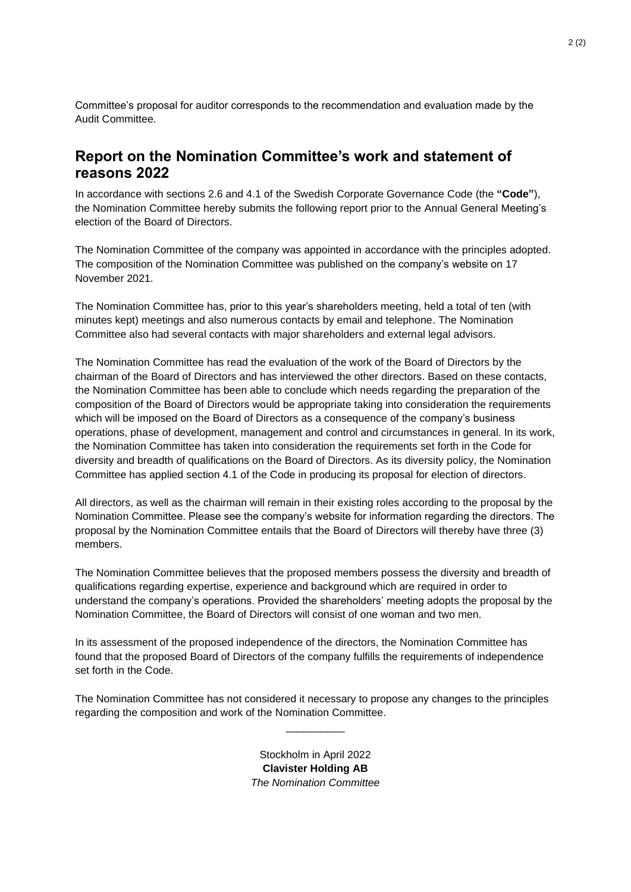Committee's proposal for auditor corresponds to the recommendation and evaluation made by the Audit Committee.

## Report on the Nomination Committee's work and statement of reasons 2022

In accordance with sections 2.6 and 4.1 of the Swedish Corporate Governance Code (the **"Code"**), the Nomination Committee hereby submits the following report prior to the Annual General Meeting's election of the Board of Directors.

The Nomination Committee of the company was appointed in accordance with the principles adopted. The composition of the Nomination Committee was published on the company's website on 17 November 2021.

The Nomination Committee has, prior to this year's shareholders meeting, held a total of ten (with minutes kept) meetings and also numerous contacts by email and telephone. The Nomination Committee also had several contacts with major shareholders and external legal advisors.

The Nomination Committee has read the evaluation of the work of the Board of Directors by the chairman of the Board of Directors and has interviewed the other directors. Based on these contacts, the Nomination Committee has been able to conclude which needs regarding the preparation of the composition of the Board of Directors would be appropriate taking into consideration the requirements which will be imposed on the Board of Directors as a consequence of the company's business operations, phase of development, management and control and circumstances in general. In its work, the Nomination Committee has taken into consideration the requirements set forth in the Code for diversity and breadth of qualifications on the Board of Directors. As its diversity policy, the Nomination Committee has applied section 4.1 of the Code in producing its proposal for election of directors.

All directors, as well as the chairman will remain in their existing roles according to the proposal by the Nomination Committee. Please see the company's website for information regarding the directors. The proposal by the Nomination Committee entails that the Board of Directors will thereby have three (3) members.

The Nomination Committee believes that the proposed members possess the diversity and breadth of qualifications regarding expertise, experience and background which are required in order to understand the company's operations. Provided the shareholders' meeting adopts the proposal by the Nomination Committee, the Board of Directors will consist of one woman and two men.

In its assessment of the proposed independence of the directors, the Nomination Committee has found that the proposed Board of Directors of the company fulfills the requirements of independence set forth in the Code.

The Nomination Committee has not considered it necessary to propose any changes to the principles regarding the composition and work of the Nomination Committee.

__________

Stockholm in April 2022
**Clavister Holding AB**
*The Nomination Committee*